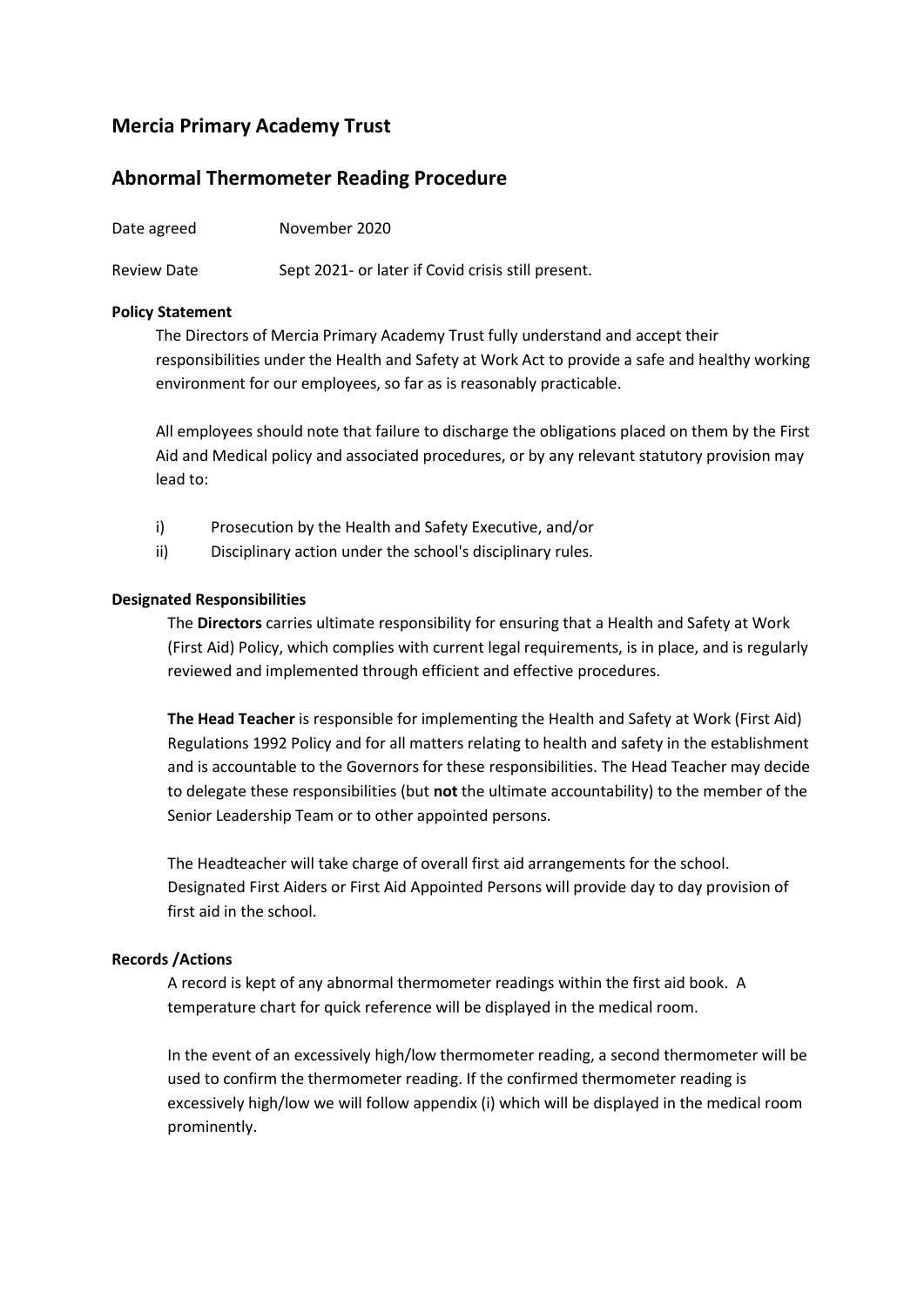## Mercia Primary Academy Trust

## Abnormal Thermometer Reading Procedure

Date agreed November 2020

Review Date Sept 2021- or later if Covid crisis still present.

**Policy Statement**

The Directors of Mercia Primary Academy Trust fully understand and accept their responsibilities under the Health and Safety at Work Act to provide a safe and healthy working environment for our employees, so far as is reasonably practicable.

All employees should note that failure to discharge the obligations placed on them by the First Aid and Medical policy and associated procedures, or by any relevant statutory provision may lead to:

i) Prosecution by the Health and Safety Executive, and/or
ii) Disciplinary action under the school's disciplinary rules.

**Designated Responsibilities**

The **Directors** carries ultimate responsibility for ensuring that a Health and Safety at Work (First Aid) Policy, which complies with current legal requirements, is in place, and is regularly reviewed and implemented through efficient and effective procedures.

**The Head Teacher** is responsible for implementing the Health and Safety at Work (First Aid) Regulations 1992 Policy and for all matters relating to health and safety in the establishment and is accountable to the Governors for these responsibilities. The Head Teacher may decide to delegate these responsibilities (but **not** the ultimate accountability) to the member of the Senior Leadership Team or to other appointed persons.

The Headteacher will take charge of overall first aid arrangements for the school. Designated First Aiders or First Aid Appointed Persons will provide day to day provision of first aid in the school.

**Records /Actions**

A record is kept of any abnormal thermometer readings within the first aid book. A temperature chart for quick reference will be displayed in the medical room.

In the event of an excessively high/low thermometer reading, a second thermometer will be used to confirm the thermometer reading. If the confirmed thermometer reading is excessively high/low we will follow appendix (i) which will be displayed in the medical room prominently.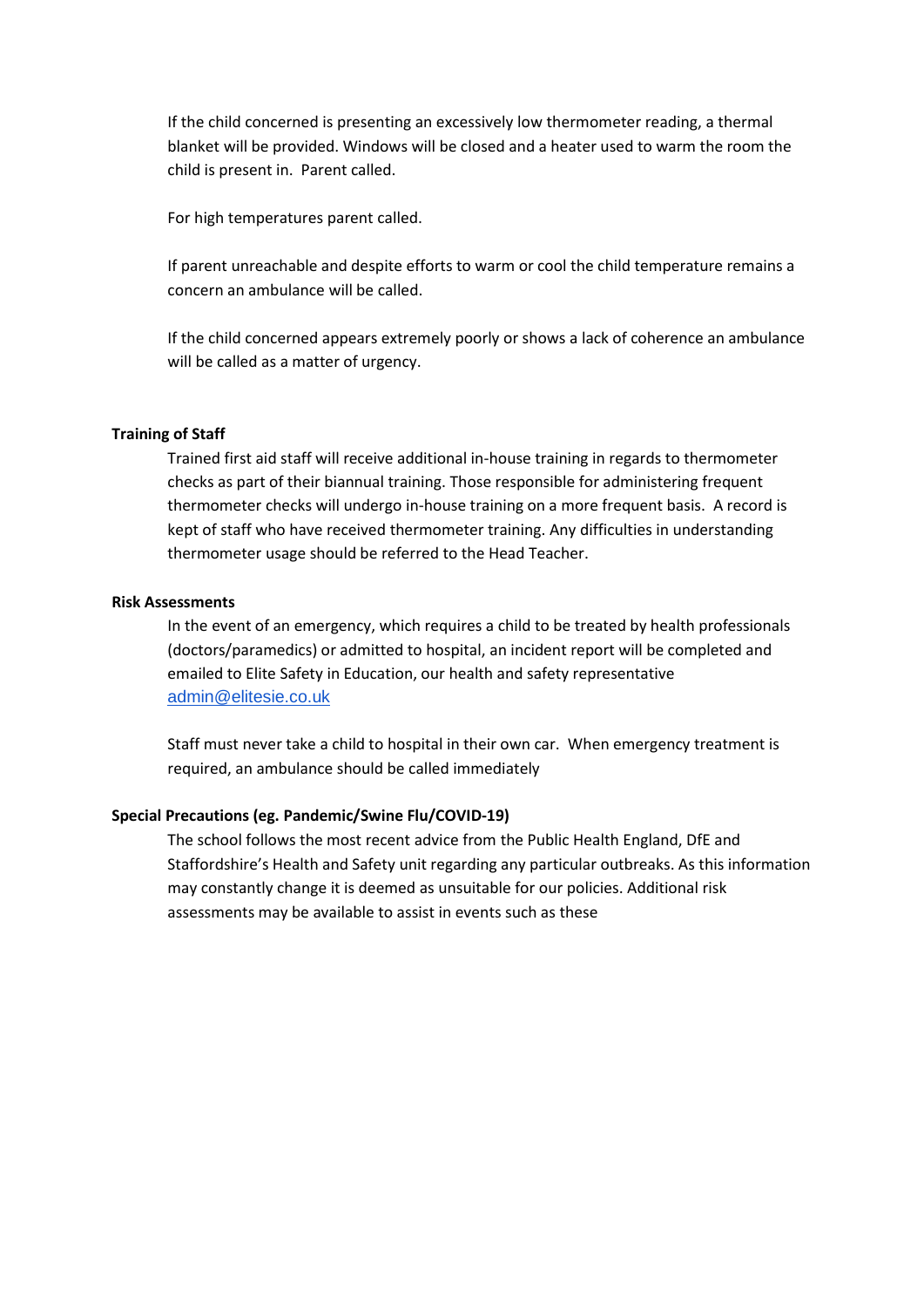If the child concerned is presenting an excessively low thermometer reading, a thermal blanket will be provided. Windows will be closed and a heater used to warm the room the child is present in. Parent called.

For high temperatures parent called.

If parent unreachable and despite efforts to warm or cool the child temperature remains a concern an ambulance will be called.

If the child concerned appears extremely poorly or shows a lack of coherence an ambulance will be called as a matter of urgency.

**Training of Staff**

Trained first aid staff will receive additional in-house training in regards to thermometer checks as part of their biannual training. Those responsible for administering frequent thermometer checks will undergo in-house training on a more frequent basis. A record is kept of staff who have received thermometer training. Any difficulties in understanding thermometer usage should be referred to the Head Teacher.

**Risk Assessments**

In the event of an emergency, which requires a child to be treated by health professionals (doctors/paramedics) or admitted to hospital, an incident report will be completed and emailed to Elite Safety in Education, our health and safety representative admin@elitesie.co.uk

Staff must never take a child to hospital in their own car. When emergency treatment is required, an ambulance should be called immediately

**Special Precautions (eg. Pandemic/Swine Flu/COVID-19)**

The school follows the most recent advice from the Public Health England, DfE and Staffordshire's Health and Safety unit regarding any particular outbreaks. As this information may constantly change it is deemed as unsuitable for our policies. Additional risk assessments may be available to assist in events such as these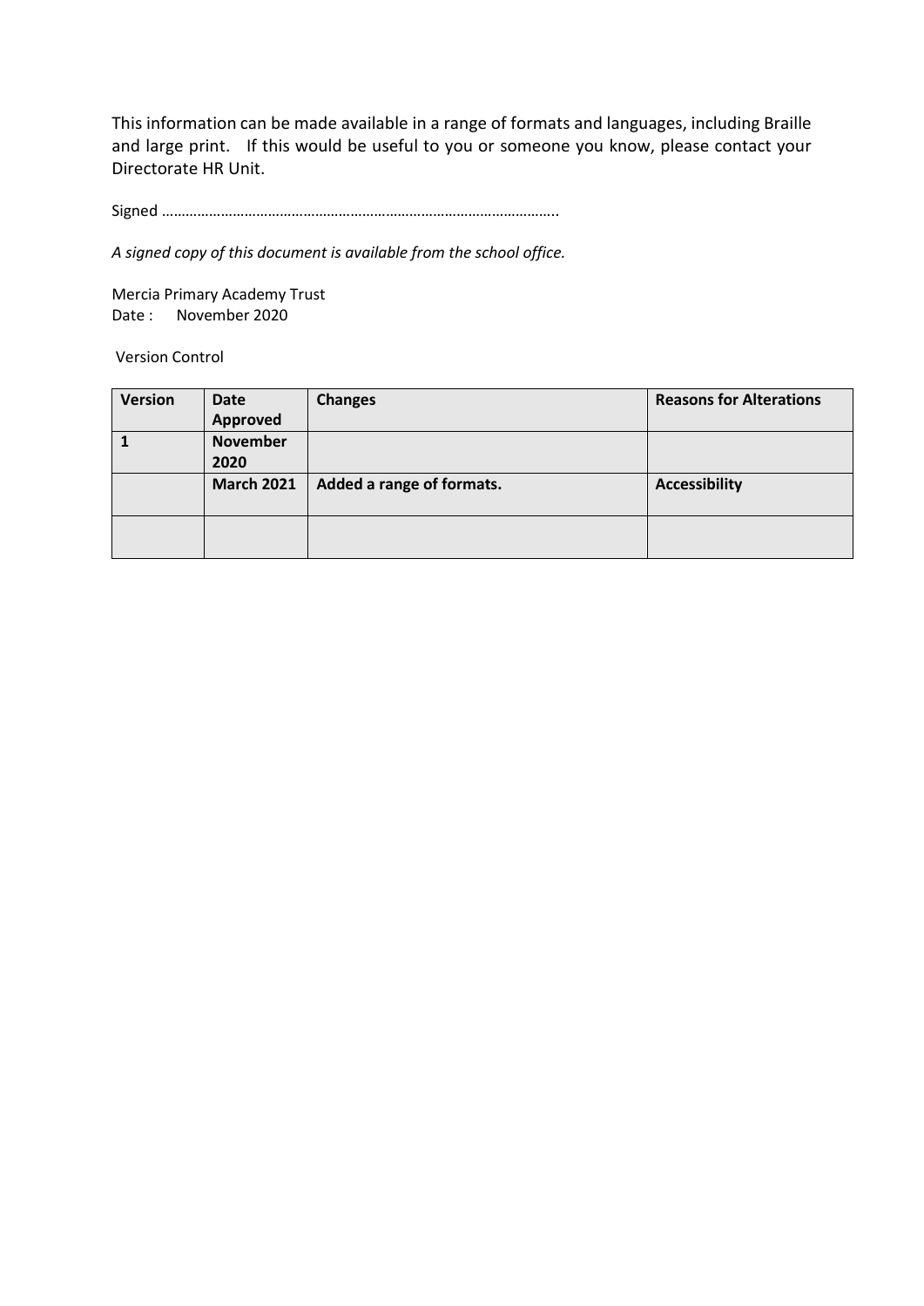This information can be made available in a range of formats and languages, including Braille and large print. If this would be useful to you or someone you know, please contact your Directorate HR Unit.

Signed ……………………………………………………………………………………..

*A signed copy of this document is available from the school office.*

Mercia Primary Academy Trust
Date : November 2020

Version Control

| **Version** | **Date Approved** | **Changes** | **Reasons for Alterations** |
|---|---|---|---|
| **1** | **November 2020** | | |
| | **March 2021** | **Added a range of formats.** | **Accessibility** |
| | | | |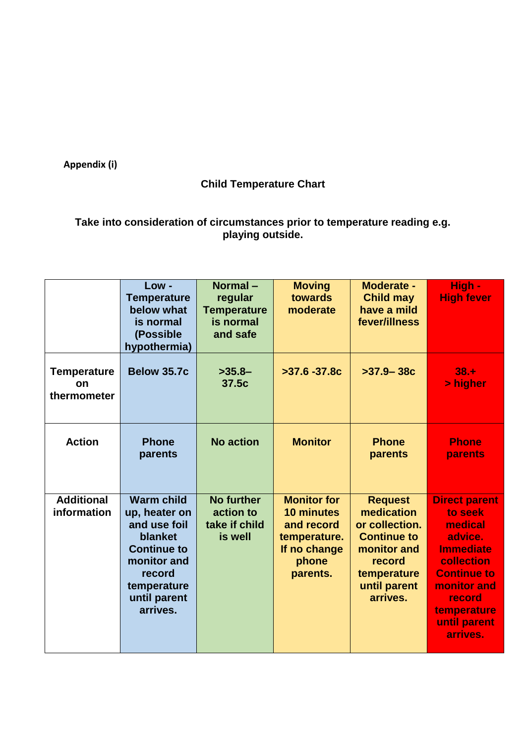**Appendix (i)**

**Child Temperature Chart**

**Take into consideration of circumstances prior to temperature reading e.g. playing outside.**

| | Low - Temperature below what is normal (Possible hypothermia) | Normal – regular Temperature is normal and safe | Moving towards moderate | Moderate - Child may have a mild fever/illness | High - High fever |
|---|---|---|---|---|---|
| **Temperature on thermometer** | **Below 35.7c** | **>35.8– 37.5c** | **>37.6 -37.8c** | **>37.9– 38c** | **38.+ > higher** |
| **Action** | **Phone parents** | **No action** | **Monitor** | **Phone parents** | **Phone parents** |
| **Additional information** | **Warm child up, heater on and use foil blanket Continue to monitor and record temperature until parent arrives.** | **No further action to take if child is well** | **Monitor for 10 minutes and record temperature. If no change phone parents.** | **Request medication or collection. Continue to monitor and record temperature until parent arrives.** | **Direct parent to seek medical advice. Immediate collection Continue to monitor and record temperature until parent arrives.** |